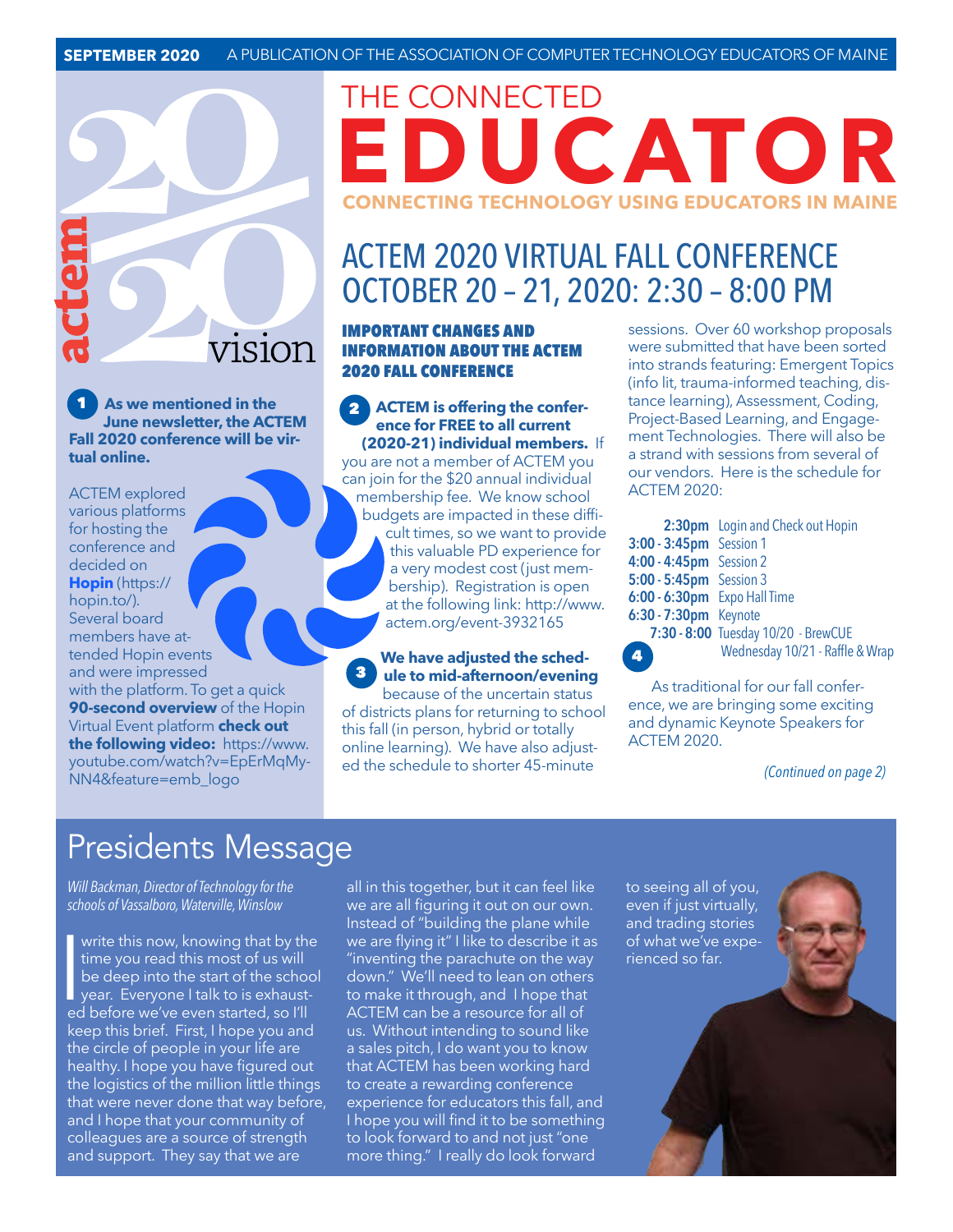**SEPTEMBER 2020** A PUBLICATION OF THE ASSOCIATION OF COMPUTER TECHNOLOGY EDUCATORS OF MAINE

# THE CONNECTED EDUCATOR

**CONNECTING TECHNOLOGY USING EDUCATORS IN MAINE**

actem 2020 vision

## ACTEM 2020 VIRTUAL FALL CONFERENCE OCTOBER 20 – 21, 2020: 2:30 – 8:00 PM

### IMPORTANT CHANGES AND INFORMATION ABOUT THE ACTEM 2020 FALL CONFERENCE

**1** **As we mentioned in the June newsletter, the ACTEM Fall 2020 conference will be virtual online.**

ACTEM explored various platforms for hosting the conference and decided on **Hopin** (https://hopin.to/). Several board members have attended Hopin events and were impressed with the platform. To get a quick **90-second overview** of the Hopin Virtual Event platform **check out the following video:** https://www.youtube.com/watch?v=EpErMqMy-NN4&feature=emb_logo

**2** **ACTEM is offering the conference for FREE to all current (2020-21) individual members.** If you are not a member of ACTEM you can join for the $20 annual individual membership fee. We know school budgets are impacted in these difficult times, so we want to provide this valuable PD experience for a very modest cost (just membership). Registration is open at the following link: http://www.actem.org/event-3932165

**3** **We have adjusted the schedule to mid-afternoon/evening** because of the uncertain status of districts plans for returning to school this fall (in person, hybrid or totally online learning). We have also adjusted the schedule to shorter 45-minute sessions. Over 60 workshop proposals were submitted that have been sorted into strands featuring: Emergent Topics (info lit, trauma-informed teaching, distance learning), Assessment, Coding, Project-Based Learning, and Engagement Technologies. There will also be a strand with sessions from several of our vendors. Here is the schedule for ACTEM 2020:

| | |
|---|---|
| **2:30pm** | Login and Check out Hopin |
| **3:00 - 3:45pm** | Session 1 |
| **4:00 - 4:45pm** | Session 2 |
| **5:00 - 5:45pm** | Session 3 |
| **6:00 - 6:30pm** | Expo Hall Time |
| **6:30 - 7:30pm** | Keynote |
| **7:30 - 8:00** | Tuesday 10/20 - BrewCUE<br>Wednesday 10/21 - Raffle & Wrap |

**4** As traditional for our fall conference, we are bringing some exciting and dynamic Keynote Speakers for ACTEM 2020.

*(Continued on page 2)*

## Presidents Message

*Will Backman, Director of Technology for the schools of Vassalboro, Waterville, Winslow*

I write this now, knowing that by the time you read this most of us will be deep into the start of the school year. Everyone I talk to is exhausted before we've even started, so I'll keep this brief. First, I hope you and the circle of people in your life are healthy. I hope you have figured out the logistics of the million little things that were never done that way before, and I hope that your community of colleagues are a source of strength and support. They say that we are all in this together, but it can feel like we are all figuring it out on our own. Instead of "building the plane while we are flying it" I like to describe it as "inventing the parachute on the way down." We'll need to lean on others to make it through, and I hope that ACTEM can be a resource for all of us. Without intending to sound like a sales pitch, I do want you to know that ACTEM has been working hard to create a rewarding conference experience for educators this fall, and I hope you will find it to be something to look forward to and not just "one more thing." I really do look forward to seeing all of you, even if just virtually, and trading stories of what we've experienced so far.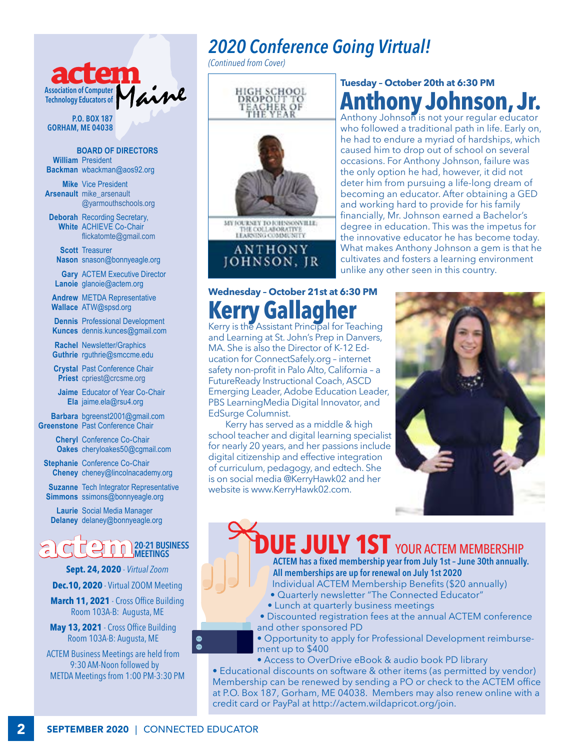## actem Maine

Association of Computer Technology Educators of Maine

P.O. BOX 187
GORHAM, ME 04038

### BOARD OF DIRECTORS

**William Backman** President wbackman@aos92.org

**Mike Arsenault** Vice President mike_arsenault@yarmouthschools.org

**Deborah White** Recording Secretary, ACHIEVE Co-Chair flickatomte@gmail.com

**Scott Nason** Treasurer snason@bonnyeagle.org

**Gary Lanoie** ACTEM Executive Director glanoie@actem.org

**Andrew Wallace** METDA Representative ATW@spsd.org

**Dennis Kunces** Professional Development dennis.kunces@gmail.com

**Rachel Guthrie** Newsletter/Graphics rguthrie@smccme.edu

**Crystal Priest** Past Conference Chair cpriest@crcsme.org

**Jaime Ela** Educator of Year Co-Chair jaime.ela@rsu4.org

**Barbara Greenstone** bgreenst2001@gmail.com Past Conference Chair

**Cheryl Oakes** Conference Co-Chair cheryloakes50@cgmail.com

**Stephanie Cheney** Conference Co-Chair cheney@lincolnacademy.org

**Suzanne Simmons** Tech Integrator Representative ssimons@bonnyeagle.org

**Laurie Delaney** Social Media Manager delaney@bonnyeagle.org

### actem 20-21 BUSINESS MEETINGS

**Sept. 24, 2020** - *Virtual Zoom*

**Dec.10, 2020** - Virtual ZOOM Meeting

**March 11, 2021** - Cross Office Building Room 103A-B: Augusta, ME

**May 13, 2021** - Cross Office Building Room 103A-B: Augusta, ME

ACTEM Business Meetings are held from 9:30 AM-Noon followed by METDA Meetings from 1:00 PM-3:30 PM

# *2020 Conference Going Virtual!*

*(Continued from Cover)*

HIGH SCHOOL DROPOUT TO TEACHER OF THE YEAR

MY JOURNEY TO JOHNSONVILLE: THE COLLABORATIVE LEARNING COMMUNITY

ANTHONY JOHNSON, JR

**Tuesday – October 20th at 6:30 PM**

## Anthony Johnson, Jr.

Anthony Johnson is not your regular educator who followed a traditional path in life. Early on, he had to endure a myriad of hardships, which caused him to drop out of school on several occasions. For Anthony Johnson, failure was the only option he had, however, it did not deter him from pursuing a life-long dream of becoming an educator. After obtaining a GED and working hard to provide for his family financially, Mr. Johnson earned a Bachelor's degree in education. This was the impetus for the innovative educator he has become today. What makes Anthony Johnson a gem is that he cultivates and fosters a learning environment unlike any other seen in this country.

**Wednesday – October 21st at 6:30 PM**

## Kerry Gallagher

Kerry is the Assistant Principal for Teaching and Learning at St. John's Prep in Danvers, MA. She is also the Director of K-12 Education for ConnectSafely.org – internet safety non-profit in Palo Alto, California – a FutureReady Instructional Coach, ASCD Emerging Leader, Adobe Education Leader, PBS LearningMedia Digital Innovator, and EdSurge Columnist.

Kerry has served as a middle & high school teacher and digital learning specialist for nearly 20 years, and her passions include digital citizenship and effective integration of curriculum, pedagogy, and edtech. She is on social media @KerryHawk02 and her website is www.KerryHawk02.com.

## DUE JULY 1ST YOUR ACTEM MEMBERSHIP

**ACTEM has a fixed membership year from July 1st – June 30th annually. All memberships are up for renewal on July 1st 2020**

Individual ACTEM Membership Benefits ($20 annually)

- Quarterly newsletter "The Connected Educator"
- Lunch at quarterly business meetings
- Discounted registration fees at the annual ACTEM conference and other sponsored PD
- Opportunity to apply for Professional Development reimbursement up to $400
- Access to OverDrive eBook & audio book PD library
- Educational discounts on software & other items (as permitted by vendor)

Membership can be renewed by sending a PO or check to the ACTEM office at P.O. Box 187, Gorham, ME 04038. Members may also renew online with a credit card or PayPal at http://actem.wildapricot.org/join.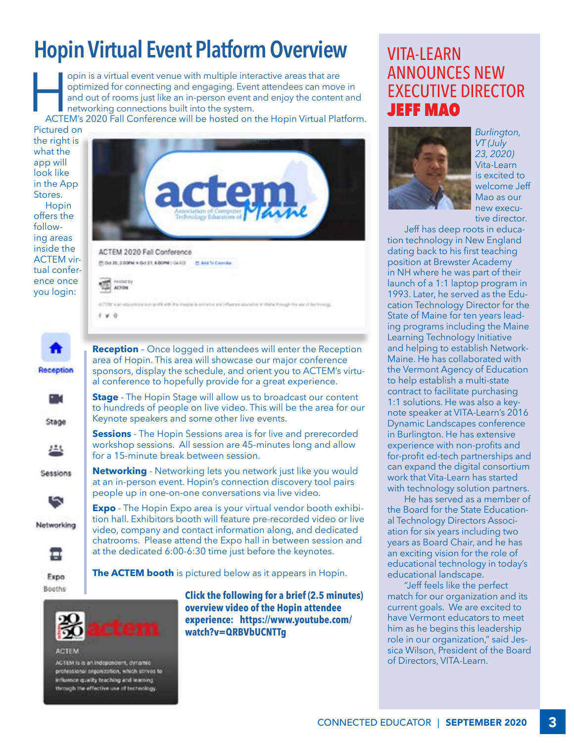# Hopin Virtual Event Platform Overview

Hopin is a virtual event venue with multiple interactive areas that are optimized for connecting and engaging. Event attendees can move in and out of rooms just like an in-person event and enjoy the content and networking connections built into the system.

ACTEM's 2020 Fall Conference will be hosted on the Hopin Virtual Platform. Pictured on the right is what the app will look like in the App Stores.

Hopin offers the following areas inside the ACTEM virtual conference once you login:

**Reception** – Once logged in attendees will enter the Reception area of Hopin. This area will showcase our major conference sponsors, display the schedule, and orient you to ACTEM's virtual conference to hopefully provide for a great experience.

**Stage** - The Hopin Stage will allow us to broadcast our content to hundreds of people on live video. This will be the area for our Keynote speakers and some other live events.

**Sessions** - The Hopin Sessions area is for live and prerecorded workshop sessions. All session are 45-minutes long and allow for a 15-minute break between session.

**Networking** - Networking lets you network just like you would at an in-person event. Hopin's connection discovery tool pairs people up in one-on-one conversations via live video.

**Expo** - The Hopin Expo area is your virtual vendor booth exhibition hall. Exhibitors booth will feature pre-recorded video or live video, company and contact information along, and dedicated chatrooms. Please attend the Expo hall in between session and at the dedicated 6:00-6:30 time just before the keynotes.

**The ACTEM booth** is pictured below as it appears in Hopin.

**Click the following for a brief (2.5 minutes) overview video of the Hopin attendee experience: https://www.youtube.com/watch?v=QRBVbUCNTTg**

## VITA-LEARN ANNOUNCES NEW EXECUTIVE DIRECTOR JEFF MAO

*Burlington, VT (July 23, 2020)* Vita-Learn is excited to welcome Jeff Mao as our new executive director.

Jeff has deep roots in education technology in New England dating back to his first teaching position at Brewster Academy in NH where he was part of their launch of a 1:1 laptop program in 1993. Later, he served as the Education Technology Director for the State of Maine for ten years leading programs including the Maine Learning Technology Initiative and helping to establish NetworkMaine. He has collaborated with the Vermont Agency of Education to help establish a multi-state contract to facilitate purchasing 1:1 solutions. He was also a keynote speaker at VITA-Learn's 2016 Dynamic Landscapes conference in Burlington. He has extensive experience with non-profits and for-profit ed-tech partnerships and can expand the digital consortium work that Vita-Learn has started with technology solution partners.

He has served as a member of the Board for the State Educational Technology Directors Association for six years including two years as Board Chair, and he has an exciting vision for the role of educational technology in today's educational landscape.

"Jeff feels like the perfect match for our organization and its current goals. We are excited to have Vermont educators to meet him as he begins this leadership role in our organization," said Jessica Wilson, President of the Board of Directors, VITA-Learn.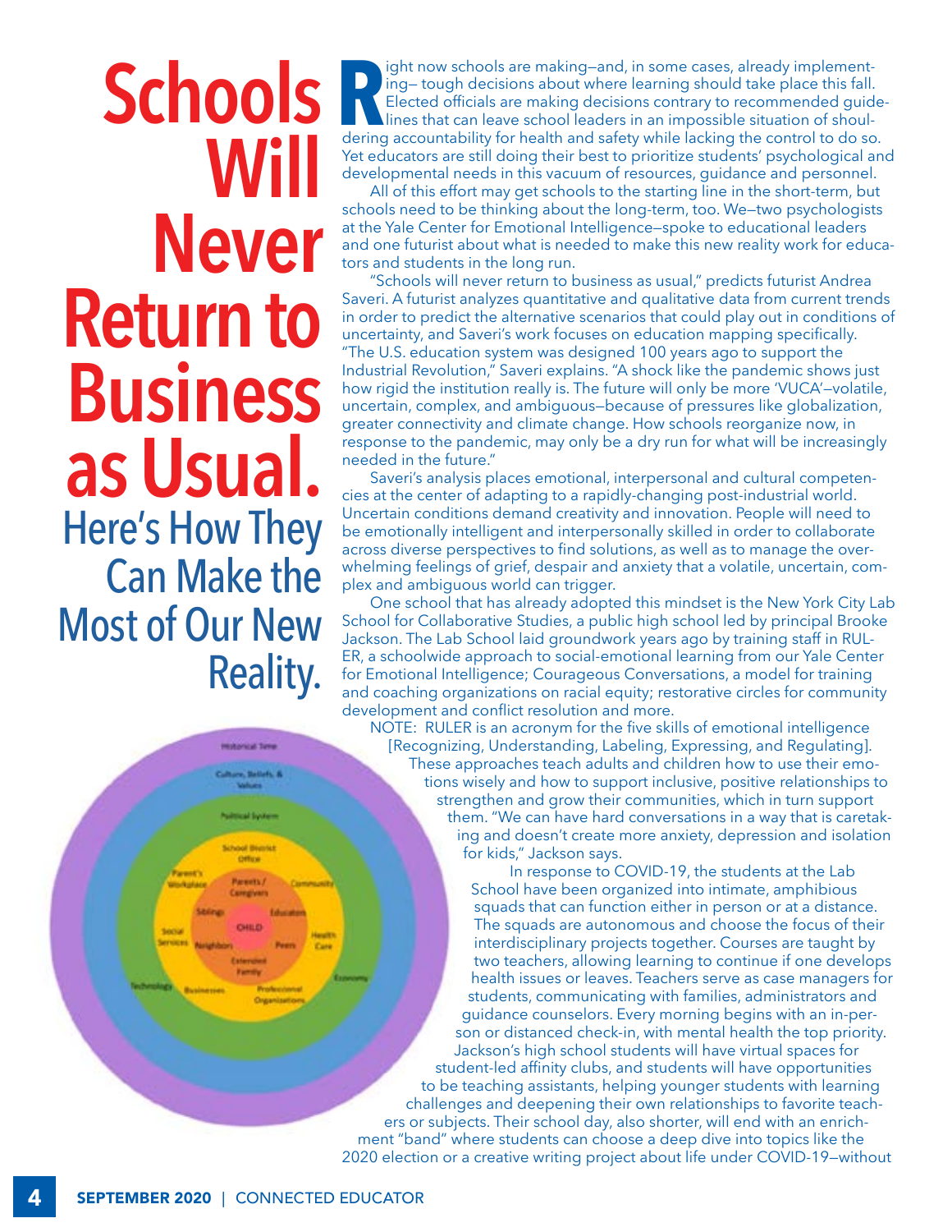# Schools Will Never Return to Business as Usual.

## Here's How They Can Make the Most of Our New Reality.

Right now schools are making—and, in some cases, already implementing— tough decisions about where learning should take place this fall. Elected officials are making decisions contrary to recommended guidelines that can leave school leaders in an impossible situation of shouldering accountability for health and safety while lacking the control to do so. Yet educators are still doing their best to prioritize students' psychological and developmental needs in this vacuum of resources, guidance and personnel.

All of this effort may get schools to the starting line in the short-term, but schools need to be thinking about the long-term, too. We—two psychologists at the Yale Center for Emotional Intelligence—spoke to educational leaders and one futurist about what is needed to make this new reality work for educators and students in the long run.

"Schools will never return to business as usual," predicts futurist Andrea Saveri. A futurist analyzes quantitative and qualitative data from current trends in order to predict the alternative scenarios that could play out in conditions of uncertainty, and Saveri's work focuses on education mapping specifically. "The U.S. education system was designed 100 years ago to support the Industrial Revolution," Saveri explains. "A shock like the pandemic shows just how rigid the institution really is. The future will only be more 'VUCA'—volatile, uncertain, complex, and ambiguous—because of pressures like globalization, greater connectivity and climate change. How schools reorganize now, in response to the pandemic, may only be a dry run for what will be increasingly needed in the future."

Saveri's analysis places emotional, interpersonal and cultural competencies at the center of adapting to a rapidly-changing post-industrial world. Uncertain conditions demand creativity and innovation. People will need to be emotionally intelligent and interpersonally skilled in order to collaborate across diverse perspectives to find solutions, as well as to manage the overwhelming feelings of grief, despair and anxiety that a volatile, uncertain, complex and ambiguous world can trigger.

One school that has already adopted this mindset is the New York City Lab School for Collaborative Studies, a public high school led by principal Brooke Jackson. The Lab School laid groundwork years ago by training staff in RULER, a schoolwide approach to social-emotional learning from our Yale Center for Emotional Intelligence; Courageous Conversations, a model for training and coaching organizations on racial equity; restorative circles for community development and conflict resolution and more.

NOTE: RULER is an acronym for the five skills of emotional intelligence [Recognizing, Understanding, Labeling, Expressing, and Regulating].

These approaches teach adults and children how to use their emotions wisely and how to support inclusive, positive relationships to strengthen and grow their communities, which in turn support them. "We can have hard conversations in a way that is caretaking and doesn't create more anxiety, depression and isolation for kids," Jackson says.

In response to COVID-19, the students at the Lab School have been organized into intimate, amphibious squads that can function either in person or at a distance. The squads are autonomous and choose the focus of their interdisciplinary projects together. Courses are taught by two teachers, allowing learning to continue if one develops health issues or leaves. Teachers serve as case managers for students, communicating with families, administrators and guidance counselors. Every morning begins with an in-person or distanced check-in, with mental health the top priority. Jackson's high school students will have virtual spaces for student-led affinity clubs, and students will have opportunities to be teaching assistants, helping younger students with learning challenges and deepening their own relationships to favorite teachers or subjects. Their school day, also shorter, will end with an enrichment "band" where students can choose a deep dive into topics like the 2020 election or a creative writing project about life under COVID-19—without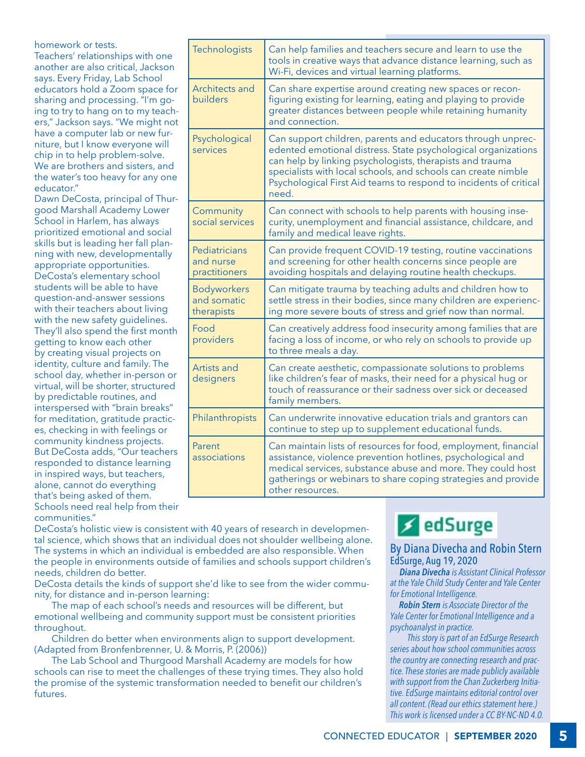homework or tests.

Teachers' relationships with one another are also critical, Jackson says. Every Friday, Lab School educators hold a Zoom space for sharing and processing. "I'm going to try to hang on to my teachers," Jackson says. "We might not have a computer lab or new furniture, but I know everyone will chip in to help problem-solve. We are brothers and sisters, and the water's too heavy for any one educator."

Dawn DeCosta, principal of Thurgood Marshall Academy Lower School in Harlem, has always prioritized emotional and social skills but is leading her fall planning with new, developmentally appropriate opportunities. DeCosta's elementary school students will be able to have question-and-answer sessions with their teachers about living with the new safety guidelines. They'll also spend the first month getting to know each other by creating visual projects on identity, culture and family. The school day, whether in-person or virtual, will be shorter, structured by predictable routines, and interspersed with "brain breaks" for meditation, gratitude practices, checking in with feelings or community kindness projects.

But DeCosta adds, "Our teachers responded to distance learning in inspired ways, but teachers, alone, cannot do everything that's being asked of them. Schools need real help from their communities."

DeCosta's holistic view is consistent with 40 years of research in developmental science, which shows that an individual does not shoulder wellbeing alone. The systems in which an individual is embedded are also responsible. When the people in environments outside of families and schools support children's needs, children do better.

DeCosta details the kinds of support she'd like to see from the wider community, for distance and in-person learning:

| | |
|---|---|
| Technologists | Can help families and teachers secure and learn to use the tools in creative ways that advance distance learning, such as Wi-Fi, devices and virtual learning platforms. |
| Architects and builders | Can share expertise around creating new spaces or reconfiguring existing for learning, eating and playing to provide greater distances between people while retaining humanity and connection. |
| Psychological services | Can support children, parents and educators through unprecedented emotional distress. State psychological organizations can help by linking psychologists, therapists and trauma specialists with local schools, and schools can create nimble Psychological First Aid teams to respond to incidents of critical need. |
| Community social services | Can connect with schools to help parents with housing insecurity, unemployment and financial assistance, childcare, and family and medical leave rights. |
| Pediatricians and nurse practitioners | Can provide frequent COVID-19 testing, routine vaccinations and screening for other health concerns since people are avoiding hospitals and delaying routine health checkups. |
| Bodyworkers and somatic therapists | Can mitigate trauma by teaching adults and children how to settle stress in their bodies, since many children are experiencing more severe bouts of stress and grief now than normal. |
| Food providers | Can creatively address food insecurity among families that are facing a loss of income, or who rely on schools to provide up to three meals a day. |
| Artists and designers | Can create aesthetic, compassionate solutions to problems like children's fear of masks, their need for a physical hug or touch of reassurance or their sadness over sick or deceased family members. |
| Philanthropists | Can underwrite innovative education trials and grantors can continue to step up to supplement educational funds. |
| Parent associations | Can maintain lists of resources for food, employment, financial assistance, violence prevention hotlines, psychological and medical services, substance abuse and more. They could host gatherings or webinars to share coping strategies and provide other resources. |

The map of each school's needs and resources will be different, but emotional wellbeing and community support must be consistent priorities throughout.

Children do better when environments align to support development. (Adapted from Bronfenbrenner, U. & Morris, P. (2006))

The Lab School and Thurgood Marshall Academy are models for how schools can rise to meet the challenges of these trying times. They also hold the promise of the systemic transformation needed to benefit our children's futures.

edSurge

**By Diana Divecha and Robin Stern**
**EdSurge, Aug 19, 2020**

***Diana Divecha*** *is Assistant Clinical Professor at the Yale Child Study Center and Yale Center for Emotional Intelligence.*

***Robin Stern*** *is Associate Director of the Yale Center for Emotional Intelligence and a psychoanalyst in practice.*

*This story is part of an EdSurge Research series about how school communities across the country are connecting research and practice. These stories are made publicly available with support from the Chan Zuckerberg Initiative. EdSurge maintains editorial control over all content. (Read our ethics statement here.) This work is licensed under a CC BY-NC-ND 4.0.*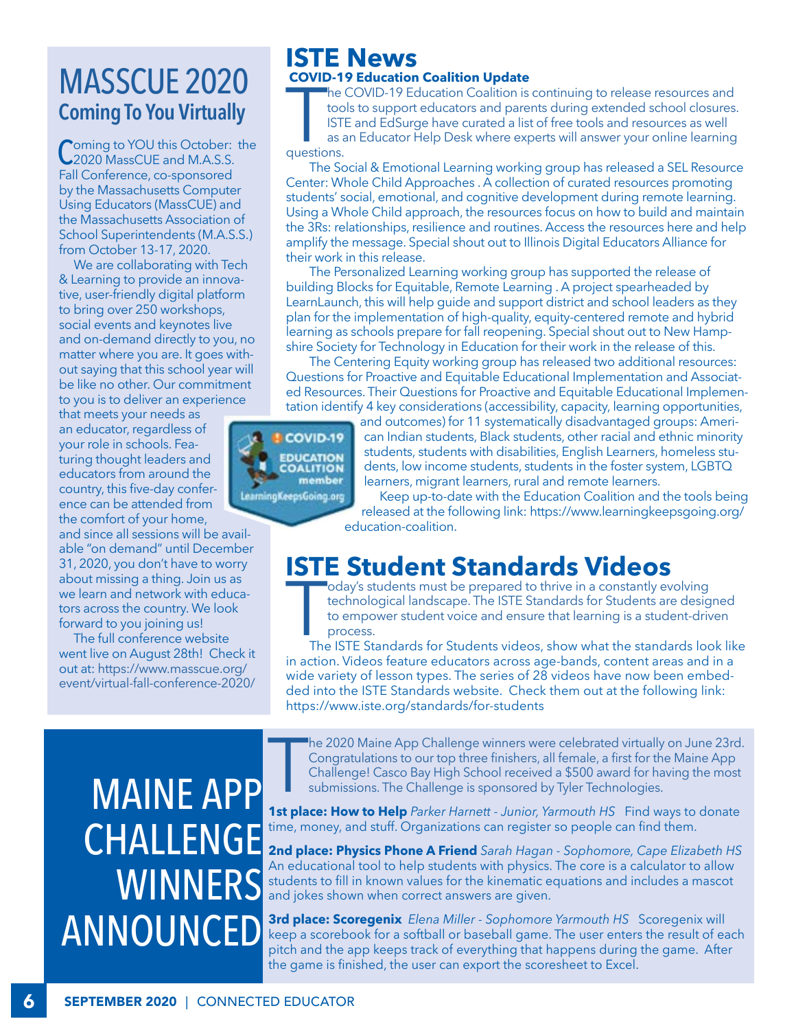# MASSCUE 2020

## Coming To You Virtually

Coming to YOU this October: the 2020 MassCUE and M.A.S.S. Fall Conference, co-sponsored by the Massachusetts Computer Using Educators (MassCUE) and the Massachusetts Association of School Superintendents (M.A.S.S.) from October 13-17, 2020.

We are collaborating with Tech & Learning to provide an innovative, user-friendly digital platform to bring over 250 workshops, social events and keynotes live and on-demand directly to you, no matter where you are. It goes without saying that this school year will be like no other. Our commitment to you is to deliver an experience that meets your needs as an educator, regardless of your role in schools. Featuring thought leaders and educators from around the country, this five-day conference can be attended from the comfort of your home, and since all sessions will be available "on demand" until December 31, 2020, you don't have to worry about missing a thing. Join us as we learn and network with educators across the country. We look forward to you joining us!

The full conference website went live on August 28th! Check it out at: https://www.masscue.org/event/virtual-fall-conference-2020/

# ISTE News

### COVID-19 Education Coalition Update

The COVID-19 Education Coalition is continuing to release resources and tools to support educators and parents during extended school closures. ISTE and EdSurge have curated a list of free tools and resources as well as an Educator Help Desk where experts will answer your online learning questions.

The Social & Emotional Learning working group has released a SEL Resource Center: Whole Child Approaches . A collection of curated resources promoting students' social, emotional, and cognitive development during remote learning. Using a Whole Child approach, the resources focus on how to build and maintain the 3Rs: relationships, resilience and routines. Access the resources here and help amplify the message. Special shout out to Illinois Digital Educators Alliance for their work in this release.

The Personalized Learning working group has supported the release of building Blocks for Equitable, Remote Learning . A project spearheaded by LearnLaunch, this will help guide and support district and school leaders as they plan for the implementation of high-quality, equity-centered remote and hybrid learning as schools prepare for fall reopening. Special shout out to New Hampshire Society for Technology in Education for their work in the release of this.

The Centering Equity working group has released two additional resources: Questions for Proactive and Equitable Educational Implementation and Associated Resources. Their Questions for Proactive and Equitable Educational Implementation identify 4 key considerations (accessibility, capacity, learning opportunities, and outcomes) for 11 systematically disadvantaged groups: American Indian students, Black students, other racial and ethnic minority students, students with disabilities, English Learners, homeless students, low income students, students in the foster system, LGBTQ learners, migrant learners, rural and remote learners.

Keep up-to-date with the Education Coalition and the tools being released at the following link: https://www.learningkeepsgoing.org/education-coalition.

# ISTE Student Standards Videos

Today's students must be prepared to thrive in a constantly evolving technological landscape. The ISTE Standards for Students are designed to empower student voice and ensure that learning is a student-driven process.

The ISTE Standards for Students videos, show what the standards look like in action. Videos feature educators across age-bands, content areas and in a wide variety of lesson types. The series of 28 videos have now been embedded into the ISTE Standards website. Check them out at the following link: https://www.iste.org/standards/for-students

# MAINE APP CHALLENGE WINNERS ANNOUNCED

The 2020 Maine App Challenge winners were celebrated virtually on June 23rd. Congratulations to our top three finishers, all female, a first for the Maine App Challenge! Casco Bay High School received a $500 award for having the most submissions. The Challenge is sponsored by Tyler Technologies.

**1st place: How to Help** *Parker Harnett - Junior, Yarmouth HS* Find ways to donate time, money, and stuff. Organizations can register so people can find them.

**2nd place: Physics Phone A Friend** *Sarah Hagan - Sophomore, Cape Elizabeth HS* An educational tool to help students with physics. The core is a calculator to allow students to fill in known values for the kinematic equations and includes a mascot and jokes shown when correct answers are given.

**3rd place: Scoregenix** *Elena Miller - Sophomore Yarmouth HS* Scoregenix will keep a scorebook for a softball or baseball game. The user enters the result of each pitch and the app keeps track of everything that happens during the game. After the game is finished, the user can export the scoresheet to Excel.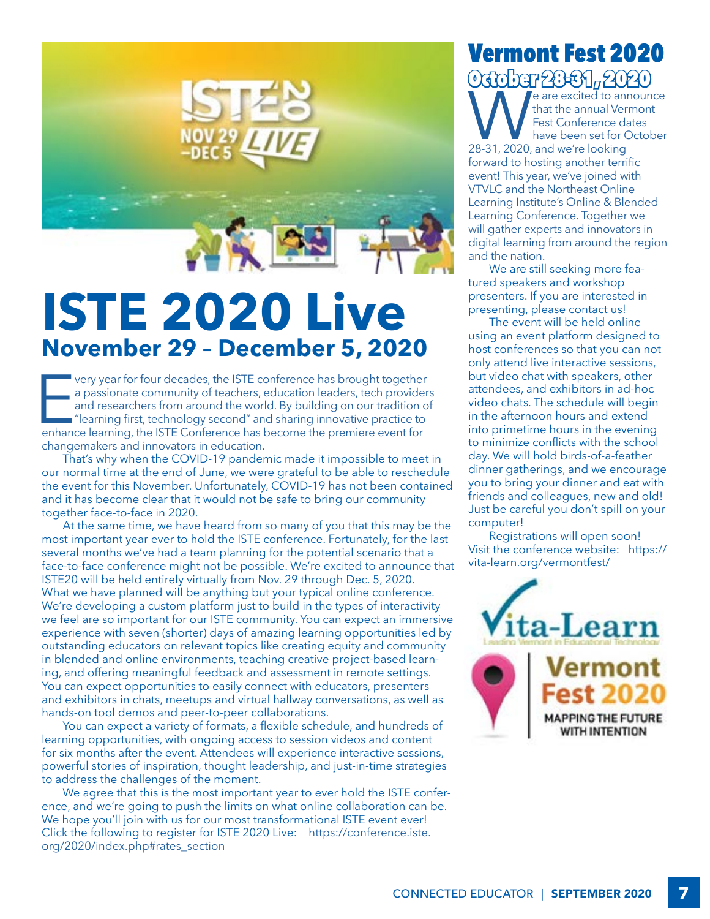# ISTE 2020 Live

## November 29 – December 5, 2020

Every year for four decades, the ISTE conference has brought together a passionate community of teachers, education leaders, tech providers and researchers from around the world. By building on our tradition of "learning first, technology second" and sharing innovative practice to enhance learning, the ISTE Conference has become the premiere event for changemakers and innovators in education.

That's why when the COVID-19 pandemic made it impossible to meet in our normal time at the end of June, we were grateful to be able to reschedule the event for this November. Unfortunately, COVID-19 has not been contained and it has become clear that it would not be safe to bring our community together face-to-face in 2020.

At the same time, we have heard from so many of you that this may be the most important year ever to hold the ISTE conference. Fortunately, for the last several months we've had a team planning for the potential scenario that a face-to-face conference might not be possible. We're excited to announce that ISTE20 will be held entirely virtually from Nov. 29 through Dec. 5, 2020. What we have planned will be anything but your typical online conference. We're developing a custom platform just to build in the types of interactivity we feel are so important for our ISTE community. You can expect an immersive experience with seven (shorter) days of amazing learning opportunities led by outstanding educators on relevant topics like creating equity and community in blended and online environments, teaching creative project-based learning, and offering meaningful feedback and assessment in remote settings. You can expect opportunities to easily connect with educators, presenters and exhibitors in chats, meetups and virtual hallway conversations, as well as hands-on tool demos and peer-to-peer collaborations.

You can expect a variety of formats, a flexible schedule, and hundreds of learning opportunities, with ongoing access to session videos and content for six months after the event. Attendees will experience interactive sessions, powerful stories of inspiration, thought leadership, and just-in-time strategies to address the challenges of the moment.

We agree that this is the most important year to ever hold the ISTE conference, and we're going to push the limits on what online collaboration can be. We hope you'll join with us for our most transformational ISTE event ever! Click the following to register for ISTE 2020 Live: https://conference.iste.org/2020/index.php#rates_section

# Vermont Fest 2020

## October 28-31, 2020

We are excited to announce that the annual Vermont Fest Conference dates have been set for October 28-31, 2020, and we're looking forward to hosting another terrific event! This year, we've joined with VTVLC and the Northeast Online Learning Institute's Online & Blended Learning Conference. Together we will gather experts and innovators in digital learning from around the region and the nation.

We are still seeking more featured speakers and workshop presenters. If you are interested in presenting, please contact us!

The event will be held online using an event platform designed to host conferences so that you can not only attend live interactive sessions, but video chat with speakers, other attendees, and exhibitors in ad-hoc video chats. The schedule will begin in the afternoon hours and extend into primetime hours in the evening to minimize conflicts with the school day. We will hold birds-of-a-feather dinner gatherings, and we encourage you to bring your dinner and eat with friends and colleagues, new and old! Just be careful you don't spill on your computer!

Registrations will open soon! Visit the conference website: https://vita-learn.org/vermontfest/

Vita-Learn
Leading Vermont in Educational Technology

Vermont Fest 2020
MAPPING THE FUTURE WITH INTENTION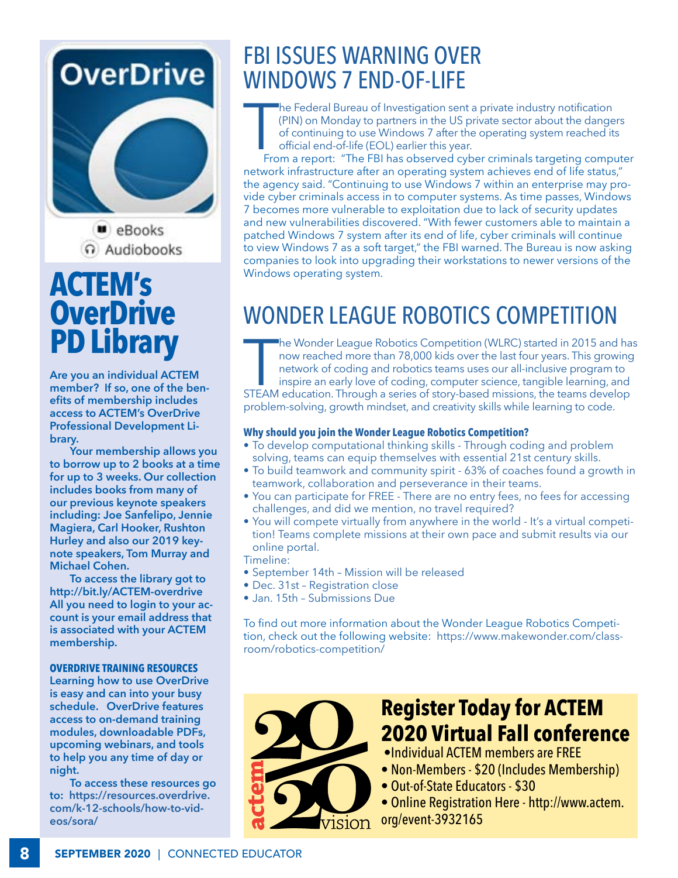OverDrive

eBooks

Audiobooks

# ACTEM's OverDrive PD Library

**Are you an individual ACTEM member? If so, one of the benefits of membership includes access to ACTEM's OverDrive Professional Development Library.**

**Your membership allows you to borrow up to 2 books at a time for up to 3 weeks. Our collection includes books from many of our previous keynote speakers including: Joe Sanfelipo, Jennie Magiera, Carl Hooker, Rushton Hurley and also our 2019 keynote speakers, Tom Murray and Michael Cohen.**

**To access the library got to http://bit.ly/ACTEM-overdrive All you need to login to your account is your email address that is associated with your ACTEM membership.**

### OVERDRIVE TRAINING RESOURCES

**Learning how to use OverDrive is easy and can into your busy schedule. OverDrive features access to on-demand training modules, downloadable PDFs, upcoming webinars, and tools to help you any time of day or night.**

**To access these resources go to: https://resources.overdrive.com/k-12-schools/how-to-videos/sora/**

# FBI ISSUES WARNING OVER WINDOWS 7 END-OF-LIFE

The Federal Bureau of Investigation sent a private industry notification (PIN) on Monday to partners in the US private sector about the dangers of continuing to use Windows 7 after the operating system reached its official end-of-life (EOL) earlier this year.

From a report: "The FBI has observed cyber criminals targeting computer network infrastructure after an operating system achieves end of life status," the agency said. "Continuing to use Windows 7 within an enterprise may provide cyber criminals access in to computer systems. As time passes, Windows 7 becomes more vulnerable to exploitation due to lack of security updates and new vulnerabilities discovered. "With fewer customers able to maintain a patched Windows 7 system after its end of life, cyber criminals will continue to view Windows 7 as a soft target," the FBI warned. The Bureau is now asking companies to look into upgrading their workstations to newer versions of the Windows operating system.

# WONDER LEAGUE ROBOTICS COMPETITION

The Wonder League Robotics Competition (WLRC) started in 2015 and has now reached more than 78,000 kids over the last four years. This growing network of coding and robotics teams uses our all-inclusive program to inspire an early love of coding, computer science, tangible learning, and STEAM education. Through a series of story-based missions, the teams develop problem-solving, growth mindset, and creativity skills while learning to code.

### Why should you join the Wonder League Robotics Competition?

- To develop computational thinking skills - Through coding and problem solving, teams can equip themselves with essential 21st century skills.
- To build teamwork and community spirit - 63% of coaches found a growth in teamwork, collaboration and perseverance in their teams.
- You can participate for FREE - There are no entry fees, no fees for accessing challenges, and did we mention, no travel required?
- You will compete virtually from anywhere in the world - It's a virtual competition! Teams complete missions at their own pace and submit results via our online portal.

Timeline:

- September 14th – Mission will be released
- Dec. 31st – Registration close
- Jan. 15th – Submissions Due

To find out more information about the Wonder League Robotics Competition, check out the following website: https://www.makewonder.com/classroom/robotics-competition/

actem 20/20 vision

## Register Today for ACTEM 2020 Virtual Fall conference

- Individual ACTEM members are FREE
- Non-Members - $20 (Includes Membership)
- Out-of-State Educators - $30
- Online Registration Here - http://www.actem.org/event-3932165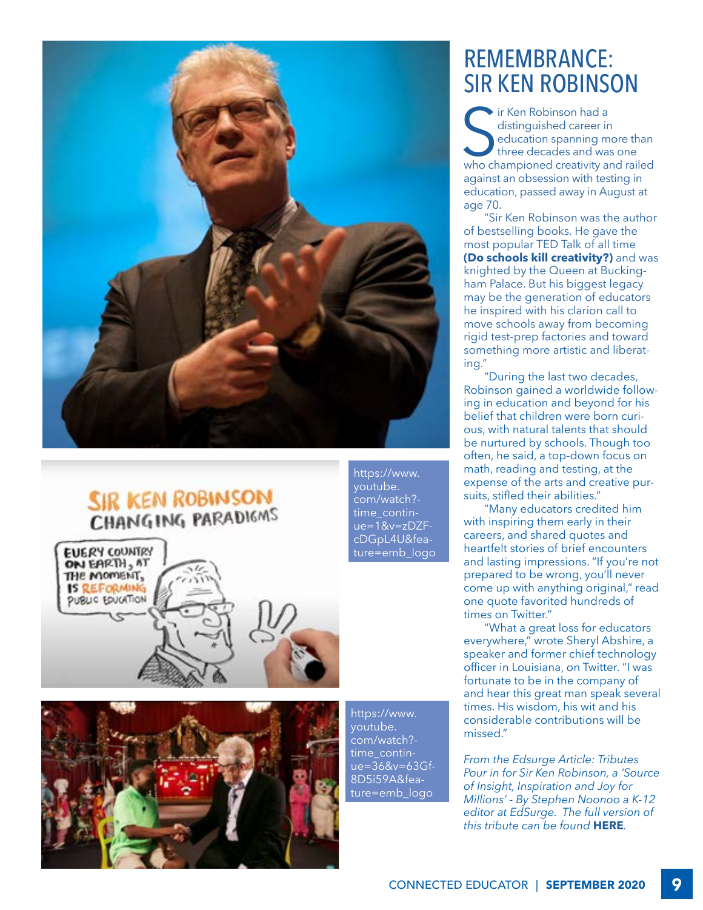https://www.youtube.com/watch?time_continue=1&v=zDZFcDGpL4U&feature=emb_logo

https://www.youtube.com/watch?time_continue=36&v=63GfBD5i59A&feature=emb_logo

# REMEMBRANCE: SIR KEN ROBINSON

Sir Ken Robinson had a distinguished career in education spanning more than three decades and was one who championed creativity and railed against an obsession with testing in education, passed away in August at age 70.

"Sir Ken Robinson was the author of bestselling books. He gave the most popular TED Talk of all time **(Do schools kill creativity?)** and was knighted by the Queen at Buckingham Palace. But his biggest legacy may be the generation of educators he inspired with his clarion call to move schools away from becoming rigid test-prep factories and toward something more artistic and liberating."

"During the last two decades, Robinson gained a worldwide following in education and beyond for his belief that children were born curious, with natural talents that should be nurtured by schools. Though too often, he said, a top-down focus on math, reading and testing, at the expense of the arts and creative pursuits, stifled their abilities."

"Many educators credited him with inspiring them early in their careers, and shared quotes and heartfelt stories of brief encounters and lasting impressions. "If you're not prepared to be wrong, you'll never come up with anything original," read one quote favorited hundreds of times on Twitter."

"What a great loss for educators everywhere," wrote Sheryl Abshire, a speaker and former chief technology officer in Louisiana, on Twitter. "I was fortunate to be in the company of and hear this great man speak several times. His wisdom, his wit and his considerable contributions will be missed."

*From the Edsurge Article: Tributes Pour in for Sir Ken Robinson, a 'Source of Insight, Inspiration and Joy for Millions' - By Stephen Noonoo a K-12 editor at EdSurge. The full version of this tribute can be found* **HERE**.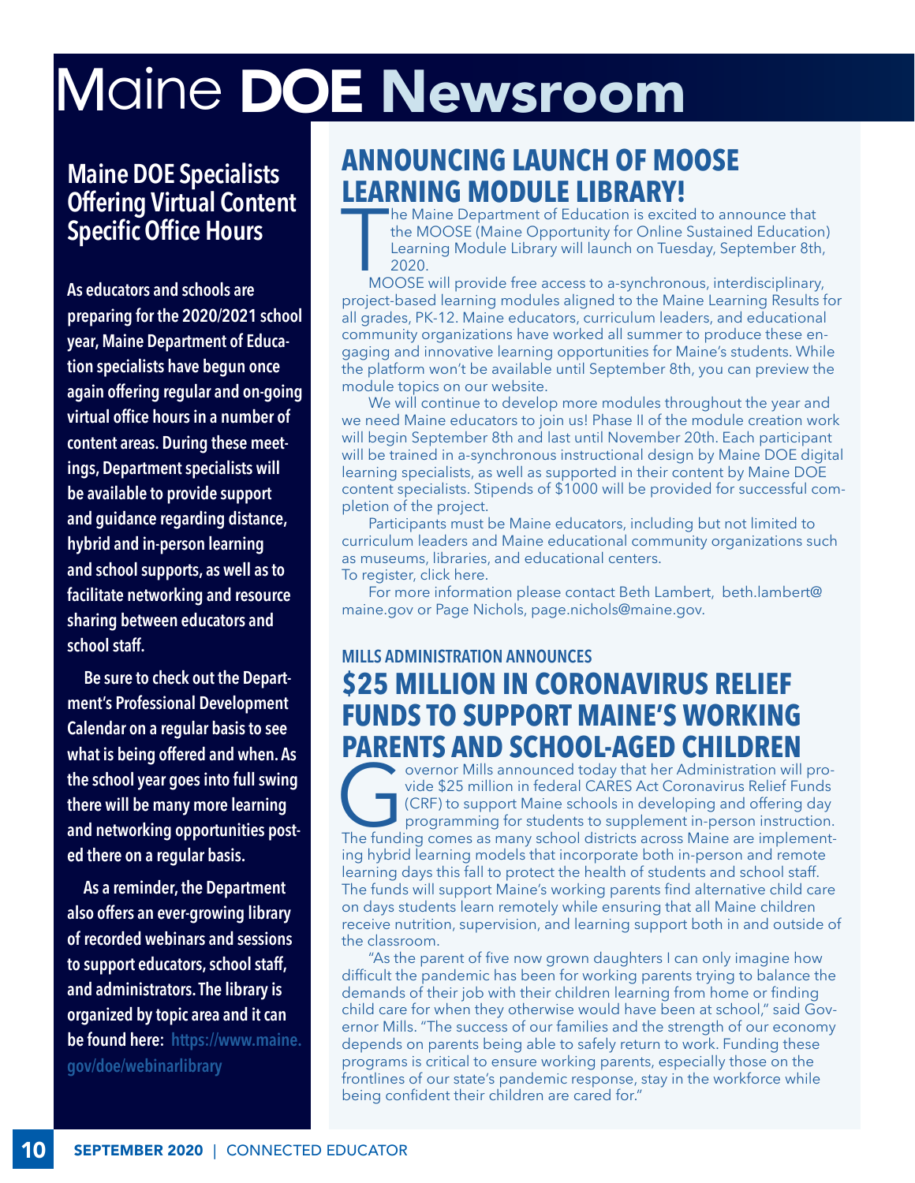# Maine DOE Newsroom

## Maine DOE Specialists Offering Virtual Content Specific Office Hours

**As educators and schools are preparing for the 2020/2021 school year, Maine Department of Education specialists have begun once again offering regular and on-going virtual office hours in a number of content areas. During these meetings, Department specialists will be available to provide support and guidance regarding distance, hybrid and in-person learning and school supports, as well as to facilitate networking and resource sharing between educators and school staff.**

**Be sure to check out the Department's Professional Development Calendar on a regular basis to see what is being offered and when. As the school year goes into full swing there will be many more learning and networking opportunities posted there on a regular basis.**

**As a reminder, the Department also offers an ever-growing library of recorded webinars and sessions to support educators, school staff, and administrators. The library is organized by topic area and it can be found here: https://www.maine.gov/doe/webinarlibrary**

## ANNOUNCING LAUNCH OF MOOSE LEARNING MODULE LIBRARY!

The Maine Department of Education is excited to announce that the MOOSE (Maine Opportunity for Online Sustained Education) Learning Module Library will launch on Tuesday, September 8th, 2020.

MOOSE will provide free access to a-synchronous, interdisciplinary, project-based learning modules aligned to the Maine Learning Results for all grades, PK-12. Maine educators, curriculum leaders, and educational community organizations have worked all summer to produce these engaging and innovative learning opportunities for Maine's students. While the platform won't be available until September 8th, you can preview the module topics on our website.

We will continue to develop more modules throughout the year and we need Maine educators to join us! Phase II of the module creation work will begin September 8th and last until November 20th. Each participant will be trained in a-synchronous instructional design by Maine DOE digital learning specialists, as well as supported in their content by Maine DOE content specialists. Stipends of $1000 will be provided for successful completion of the project.

Participants must be Maine educators, including but not limited to curriculum leaders and Maine educational community organizations such as museums, libraries, and educational centers.

To register, click here.

For more information please contact Beth Lambert, beth.lambert@maine.gov or Page Nichols, page.nichols@maine.gov.

### MILLS ADMINISTRATION ANNOUNCES

## $25 MILLION IN CORONAVIRUS RELIEF FUNDS TO SUPPORT MAINE'S WORKING PARENTS AND SCHOOL-AGED CHILDREN

Governor Mills announced today that her Administration will provide $25 million in federal CARES Act Coronavirus Relief Funds (CRF) to support Maine schools in developing and offering day programming for students to supplement in-person instruction. The funding comes as many school districts across Maine are implementing hybrid learning models that incorporate both in-person and remote learning days this fall to protect the health of students and school staff. The funds will support Maine's working parents find alternative child care on days students learn remotely while ensuring that all Maine children receive nutrition, supervision, and learning support both in and outside of the classroom.

"As the parent of five now grown daughters I can only imagine how difficult the pandemic has been for working parents trying to balance the demands of their job with their children learning from home or finding child care for when they otherwise would have been at school," said Governor Mills. "The success of our families and the strength of our economy depends on parents being able to safely return to work. Funding these programs is critical to ensure working parents, especially those on the frontlines of our state's pandemic response, stay in the workforce while being confident their children are cared for."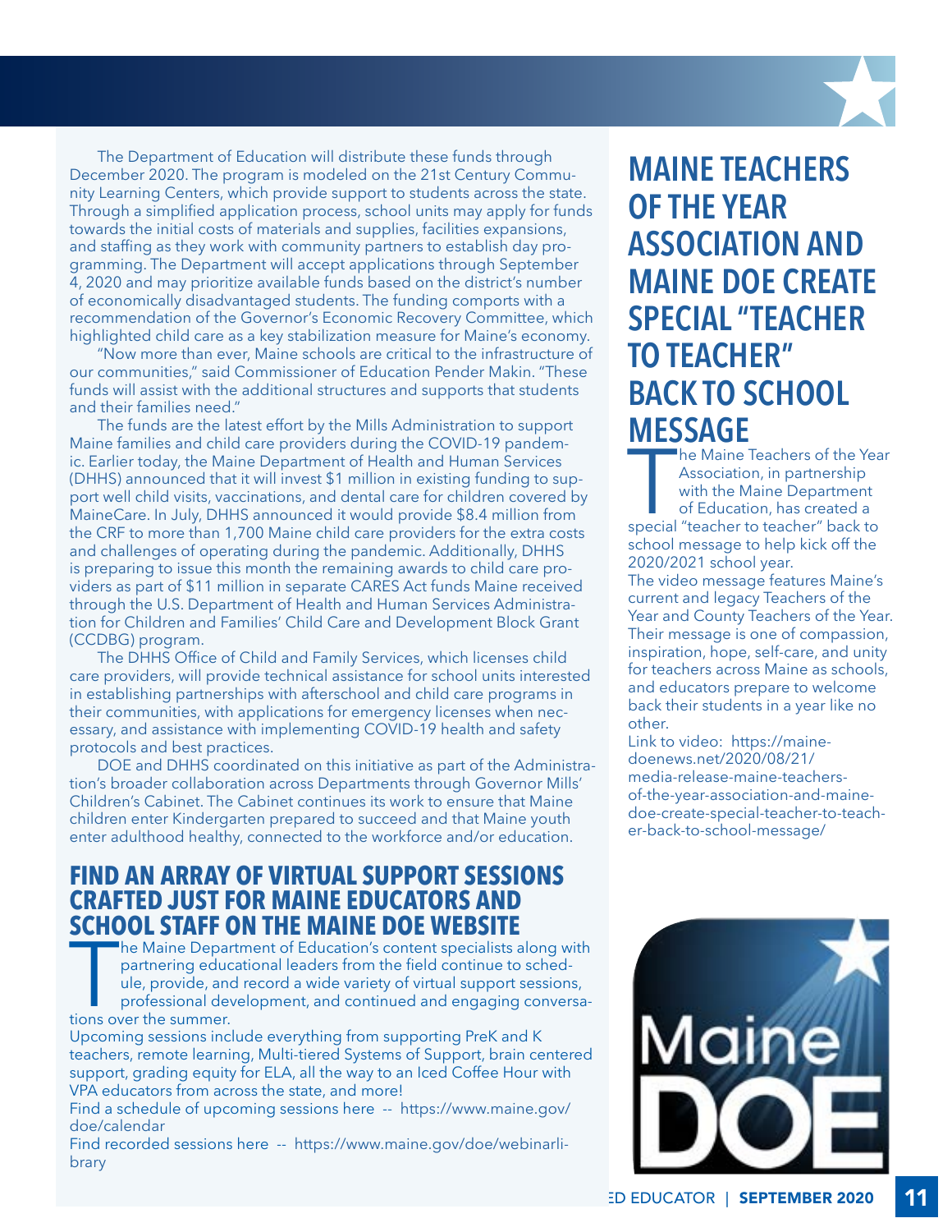The Department of Education will distribute these funds through December 2020. The program is modeled on the 21st Century Community Learning Centers, which provide support to students across the state. Through a simplified application process, school units may apply for funds towards the initial costs of materials and supplies, facilities expansions, and staffing as they work with community partners to establish day programming. The Department will accept applications through September 4, 2020 and may prioritize available funds based on the district's number of economically disadvantaged students. The funding comports with a recommendation of the Governor's Economic Recovery Committee, which highlighted child care as a key stabilization measure for Maine's economy.

"Now more than ever, Maine schools are critical to the infrastructure of our communities," said Commissioner of Education Pender Makin. "These funds will assist with the additional structures and supports that students and their families need."

The funds are the latest effort by the Mills Administration to support Maine families and child care providers during the COVID-19 pandemic. Earlier today, the Maine Department of Health and Human Services (DHHS) announced that it will invest $1 million in existing funding to support well child visits, vaccinations, and dental care for children covered by MaineCare. In July, DHHS announced it would provide $8.4 million from the CRF to more than 1,700 Maine child care providers for the extra costs and challenges of operating during the pandemic. Additionally, DHHS is preparing to issue this month the remaining awards to child care providers as part of $11 million in separate CARES Act funds Maine received through the U.S. Department of Health and Human Services Administration for Children and Families' Child Care and Development Block Grant (CCDBG) program.

The DHHS Office of Child and Family Services, which licenses child care providers, will provide technical assistance for school units interested in establishing partnerships with afterschool and child care programs in their communities, with applications for emergency licenses when necessary, and assistance with implementing COVID-19 health and safety protocols and best practices.

DOE and DHHS coordinated on this initiative as part of the Administration's broader collaboration across Departments through Governor Mills' Children's Cabinet. The Cabinet continues its work to ensure that Maine children enter Kindergarten prepared to succeed and that Maine youth enter adulthood healthy, connected to the workforce and/or education.

## FIND AN ARRAY OF VIRTUAL SUPPORT SESSIONS CRAFTED JUST FOR MAINE EDUCATORS AND SCHOOL STAFF ON THE MAINE DOE WEBSITE

The Maine Department of Education's content specialists along with partnering educational leaders from the field continue to schedule, provide, and record a wide variety of virtual support sessions, professional development, and continued and engaging conversations over the summer.

Upcoming sessions include everything from supporting PreK and K teachers, remote learning, Multi-tiered Systems of Support, brain centered support, grading equity for ELA, all the way to an Iced Coffee Hour with VPA educators from across the state, and more!

Find a schedule of upcoming sessions here -- https://www.maine.gov/doe/calendar

Find recorded sessions here -- https://www.maine.gov/doe/webinarlibrary

## MAINE TEACHERS OF THE YEAR ASSOCIATION AND MAINE DOE CREATE SPECIAL "TEACHER TO TEACHER" BACK TO SCHOOL MESSAGE

The Maine Teachers of the Year Association, in partnership with the Maine Department of Education, has created a special "teacher to teacher" back to school message to help kick off the 2020/2021 school year.

The video message features Maine's current and legacy Teachers of the Year and County Teachers of the Year. Their message is one of compassion, inspiration, hope, self-care, and unity for teachers across Maine as schools, and educators prepare to welcome back their students in a year like no other.

Link to video: https://mainedoenews.net/2020/08/21/media-release-maine-teachers-of-the-year-association-and-maine-doe-create-special-teacher-to-teacher-back-to-school-message/

Maine DOE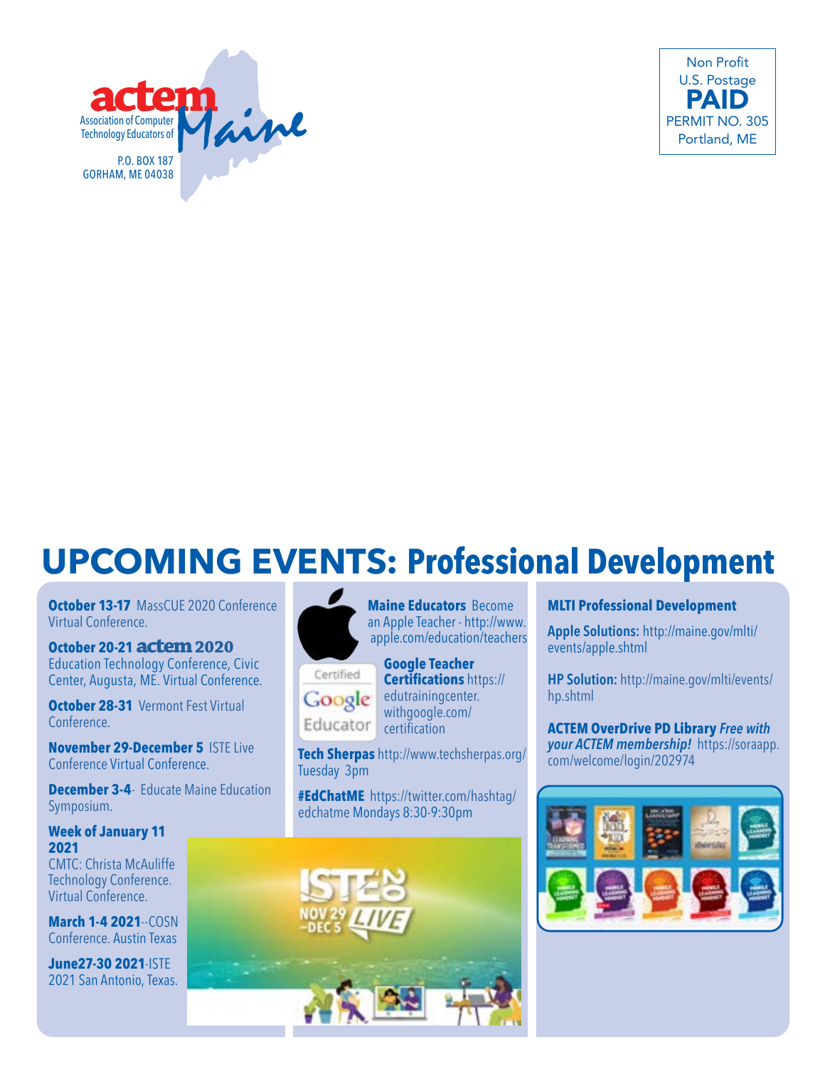actem Association of Computer Technology Educators of Maine

P.O. BOX 187
GORHAM, ME 04038

Non Profit
U.S. Postage
**PAID**
PERMIT NO. 305
Portland, ME

# UPCOMING EVENTS: Professional Development

**October 13-17** MassCUE 2020 Conference Virtual Conference.

**October 20-21 actem 2020** Education Technology Conference, Civic Center, Augusta, ME. Virtual Conference.

**October 28-31** Vermont Fest Virtual Conference.

**November 29-December 5** ISTE Live Conference Virtual Conference.

**December 3-4**- Educate Maine Education Symposium.

**Week of January 11 2021** CMTC: Christa McAuliffe Technology Conference. Virtual Conference.

**March 1-4 2021**--COSN Conference. Austin Texas

**June27-30 2021**-ISTE 2021 San Antonio, Texas.

**Maine Educators** Become an Apple Teacher - http://www.apple.com/education/teachers

**Google Teacher Certifications** https://edutrainingcenter.withgoogle.com/certification

**Tech Sherpas** http://www.techsherpas.org/ Tuesday 3pm

**#EdChatME** https://twitter.com/hashtag/edchatme Mondays 8:30-9:30pm

**MLTI Professional Development**

**Apple Solutions:** http://maine.gov/mlti/events/apple.shtml

**HP Solution:** http://maine.gov/mlti/events/hp.shtml

**ACTEM OverDrive PD Library** ***Free with your ACTEM membership!*** https://soraapp.com/welcome/login/202974